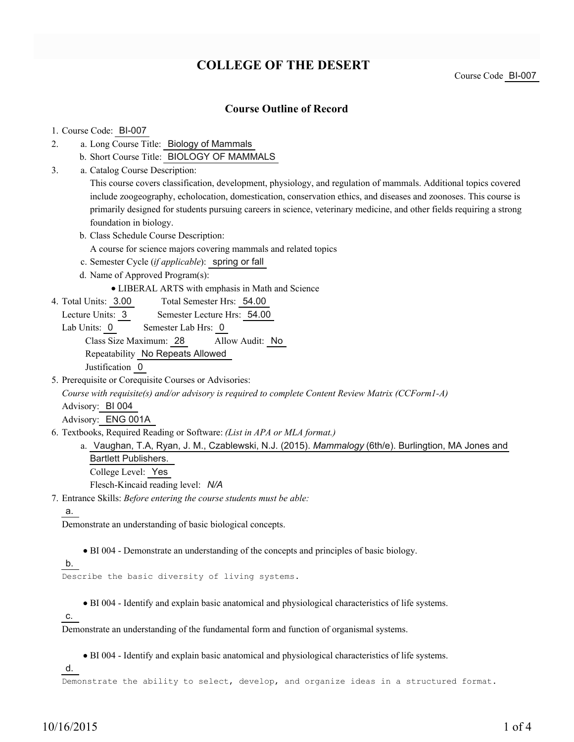# COLLEGE OF THE DESERT

Course Code BI-007

## Course Outline of Record

1. Course Code: BI-007
2. a. Long Course Title: Biology of Mammals
   b. Short Course Title: BIOLOGY OF MAMMALS
3. a. Catalog Course Description:
   This course covers classification, development, physiology, and regulation of mammals. Additional topics covered include zoogeography, echolocation, domestication, conservation ethics, and diseases and zoonoses. This course is primarily designed for students pursuing careers in science, veterinary medicine, and other fields requiring a strong foundation in biology.
   b. Class Schedule Course Description:
   A course for science majors covering mammals and related topics
   c. Semester Cycle (*if applicable*): spring or fall
   d. Name of Approved Program(s):
      - LIBERAL ARTS with emphasis in Math and Science
4. Total Units: 3.00 Total Semester Hrs: 54.00
   Lecture Units: 3 Semester Lecture Hrs: 54.00
   Lab Units: 0 Semester Lab Hrs: 0
   Class Size Maximum: 28 Allow Audit: No
   Repeatability No Repeats Allowed
   Justification 0
5. Prerequisite or Corequisite Courses or Advisories:
   *Course with requisite(s) and/or advisory is required to complete Content Review Matrix (CCForm1-A)*
   Advisory: BI 004
   Advisory: ENG 001A
6. Textbooks, Required Reading or Software: *(List in APA or MLA format.)*
   a. Vaughan, T.A, Ryan, J. M., Czablewski, N.J. (2015). *Mammalogy* (6th/e). Burlingtion, MA Jones and Bartlett Publishers.
      College Level: Yes
      Flesch-Kincaid reading level: *N/A*
7. Entrance Skills: *Before entering the course students must be able:*

   a.
   Demonstrate an understanding of basic biological concepts.
   - BI 004 - Demonstrate an understanding of the concepts and principles of basic biology.

   b.
   Describe the basic diversity of living systems.
   - BI 004 - Identify and explain basic anatomical and physiological characteristics of life systems.

   c.
   Demonstrate an understanding of the fundamental form and function of organismal systems.
   - BI 004 - Identify and explain basic anatomical and physiological characteristics of life systems.

   d.
   Demonstrate the ability to select, develop, and organize ideas in a structured format.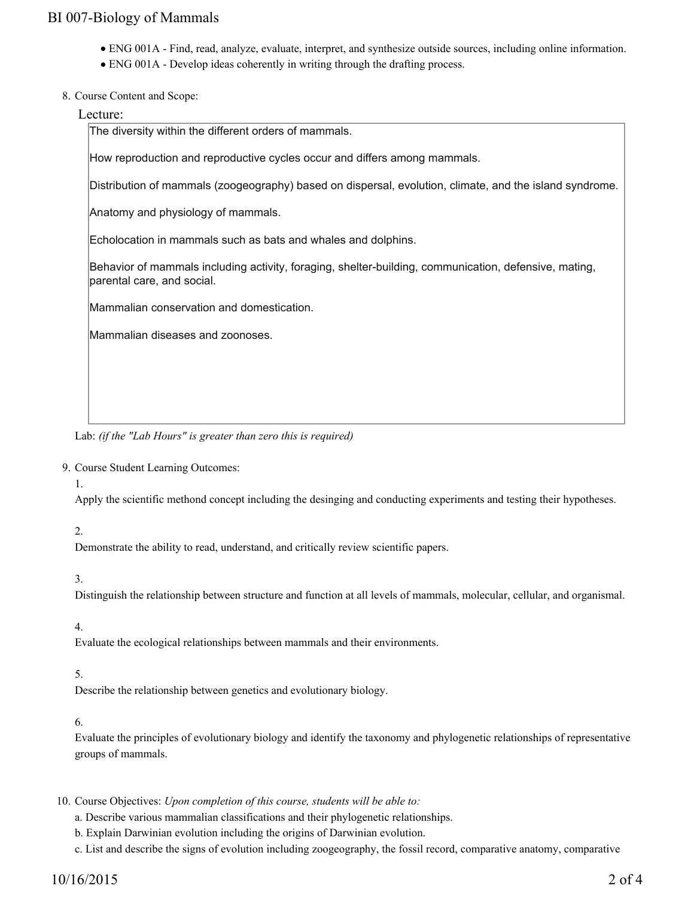- ENG 001A - Find, read, analyze, evaluate, interpret, and synthesize outside sources, including online information.
- ENG 001A - Develop ideas coherently in writing through the drafting process.

8. Course Content and Scope:

Lecture:

The diversity within the different orders of mammals.

How reproduction and reproductive cycles occur and differs among mammals.

Distribution of mammals (zoogeography) based on dispersal, evolution, climate, and the island syndrome.

Anatomy and physiology of mammals.

Echolocation in mammals such as bats and whales and dolphins.

Behavior of mammals including activity, foraging, shelter-building, communication, defensive, mating, parental care, and social.

Mammalian conservation and domestication.

Mammalian diseases and zoonoses.

Lab: *(if the "Lab Hours" is greater than zero this is required)*

9. Course Student Learning Outcomes:

1\.
Apply the scientific methond concept including the desinging and conducting experiments and testing their hypotheses.

2\.
Demonstrate the ability to read, understand, and critically review scientific papers.

3\.
Distinguish the relationship between structure and function at all levels of mammals, molecular, cellular, and organismal.

4\.
Evaluate the ecological relationships between mammals and their environments.

5\.
Describe the relationship between genetics and evolutionary biology.

6\.
Evaluate the principles of evolutionary biology and identify the taxonomy and phylogenetic relationships of representative groups of mammals.

10. Course Objectives: *Upon completion of this course, students will be able to:*

a. Describe various mammalian classifications and their phylogenetic relationships.
b. Explain Darwinian evolution including the origins of Darwinian evolution.
c. List and describe the signs of evolution including zoogeography, the fossil record, comparative anatomy, comparative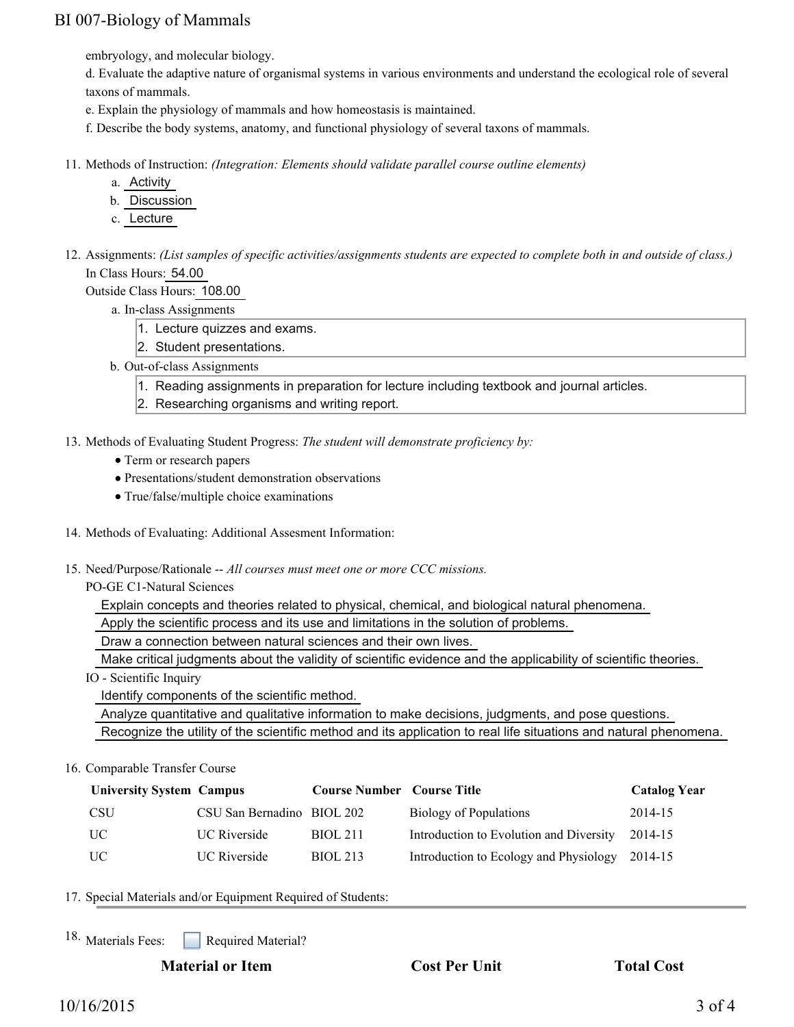embryology, and molecular biology.

d. Evaluate the adaptive nature of organismal systems in various environments and understand the ecological role of several taxons of mammals.

e. Explain the physiology of mammals and how homeostasis is maintained.

f. Describe the body systems, anatomy, and functional physiology of several taxons of mammals.

11. Methods of Instruction: *(Integration: Elements should validate parallel course outline elements)*
    a. Activity
    b. Discussion
    c. Lecture

12. Assignments: *(List samples of specific activities/assignments students are expected to complete both in and outside of class.)*
    In Class Hours: 54.00
    Outside Class Hours: 108.00
    a. In-class Assignments
        1. Lecture quizzes and exams.
        2. Student presentations.
    b. Out-of-class Assignments
        1. Reading assignments in preparation for lecture including textbook and journal articles.
        2. Researching organisms and writing report.

13. Methods of Evaluating Student Progress: *The student will demonstrate proficiency by:*
    - Term or research papers
    - Presentations/student demonstration observations
    - True/false/multiple choice examinations

14. Methods of Evaluating: Additional Assesment Information:

15. Need/Purpose/Rationale -- *All courses must meet one or more CCC missions.*
    PO-GE C1-Natural Sciences
    Explain concepts and theories related to physical, chemical, and biological natural phenomena.
    Apply the scientific process and its use and limitations in the solution of problems.
    Draw a connection between natural sciences and their own lives.
    Make critical judgments about the validity of scientific evidence and the applicability of scientific theories.
    IO - Scientific Inquiry
    Identify components of the scientific method.
    Analyze quantitative and qualitative information to make decisions, judgments, and pose questions.
    Recognize the utility of the scientific method and its application to real life situations and natural phenomena.

16. Comparable Transfer Course

| University System | Campus | Course Number | Course Title | Catalog Year |
|---|---|---|---|---|
| CSU | CSU San Bernadino | BIOL 202 | Biology of Populations | 2014-15 |
| UC | UC Riverside | BIOL 211 | Introduction to Evolution and Diversity | 2014-15 |
| UC | UC Riverside | BIOL 213 | Introduction to Ecology and Physiology | 2014-15 |

17. Special Materials and/or Equipment Required of Students:

18. Materials Fees: ☐ Required Material?

| Material or Item | Cost Per Unit | Total Cost |
|---|---|---|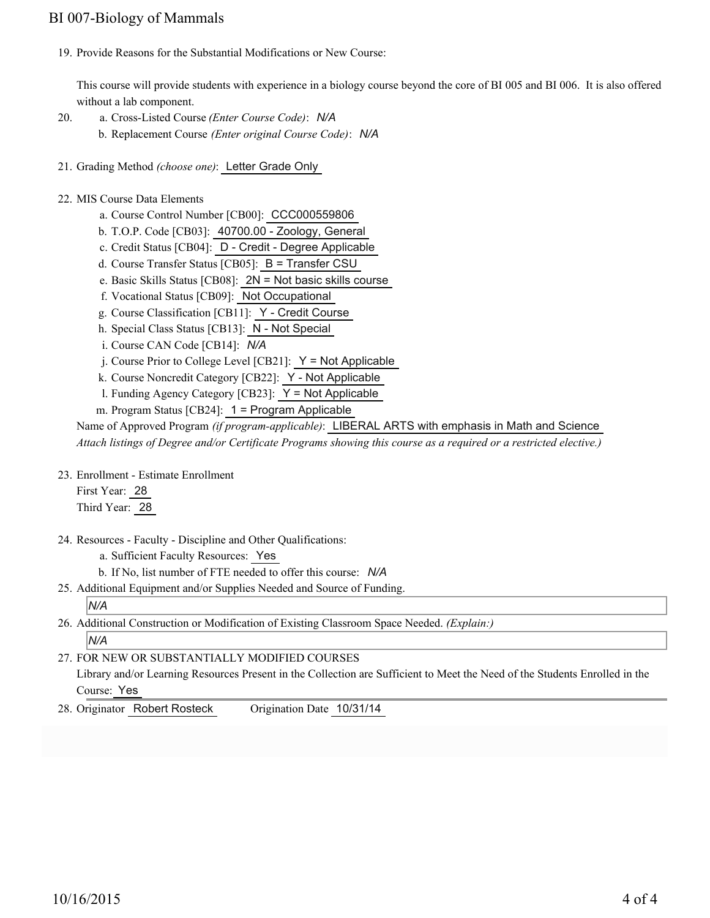19. Provide Reasons for the Substantial Modifications or New Course:

    This course will provide students with experience in a biology course beyond the core of BI 005 and BI 006. It is also offered without a lab component.

20.
    a. Cross-Listed Course *(Enter Course Code)*: *N/A*
    b. Replacement Course *(Enter original Course Code)*: *N/A*

21. Grading Method *(choose one)*: Letter Grade Only

22. MIS Course Data Elements
    a. Course Control Number [CB00]: CCC000559806
    b. T.O.P. Code [CB03]: 40700.00 - Zoology, General
    c. Credit Status [CB04]: D - Credit - Degree Applicable
    d. Course Transfer Status [CB05]: B = Transfer CSU
    e. Basic Skills Status [CB08]: 2N = Not basic skills course
    f. Vocational Status [CB09]: Not Occupational
    g. Course Classification [CB11]: Y - Credit Course
    h. Special Class Status [CB13]: N - Not Special
    i. Course CAN Code [CB14]: *N/A*
    j. Course Prior to College Level [CB21]: Y = Not Applicable
    k. Course Noncredit Category [CB22]: Y - Not Applicable
    l. Funding Agency Category [CB23]: Y = Not Applicable
    m. Program Status [CB24]: 1 = Program Applicable

    Name of Approved Program *(if program-applicable)*: LIBERAL ARTS with emphasis in Math and Science

    *Attach listings of Degree and/or Certificate Programs showing this course as a required or a restricted elective.)*

23. Enrollment - Estimate Enrollment
    First Year: 28
    Third Year: 28

24. Resources - Faculty - Discipline and Other Qualifications:
    a. Sufficient Faculty Resources: Yes
    b. If No, list number of FTE needed to offer this course: *N/A*

25. Additional Equipment and/or Supplies Needed and Source of Funding.

    *N/A*

26. Additional Construction or Modification of Existing Classroom Space Needed. *(Explain:)*

    *N/A*

27. FOR NEW OR SUBSTANTIALLY MODIFIED COURSES
    Library and/or Learning Resources Present in the Collection are Sufficient to Meet the Need of the Students Enrolled in the Course: Yes

28. Originator Robert Rosteck    Origination Date 10/31/14